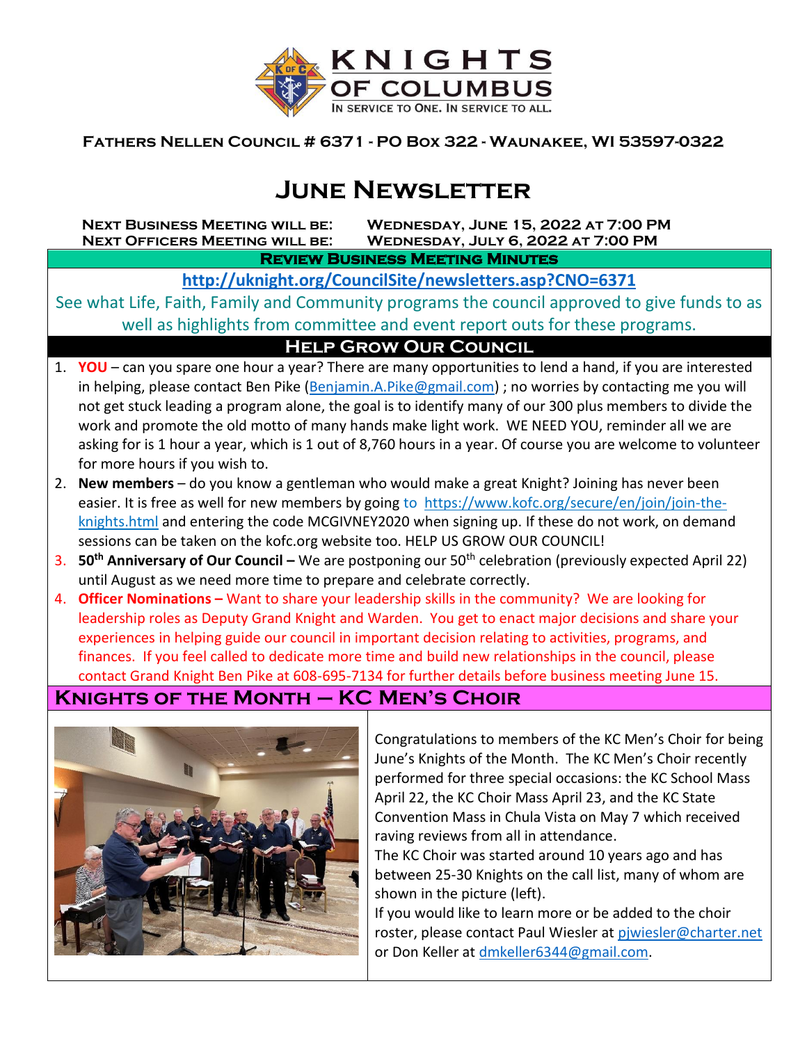KNIGHTS OF COLUMBUS
IN SERVICE TO ONE. IN SERVICE TO ALL.

**Fathers Nellen Council # 6371 - PO Box 322 - Waunakee, WI 53597-0322**

# June Newsletter

**Next Business Meeting will be:** **Wednesday, June 15, 2022 at 7:00 PM**
**Next Officers Meeting will be:** **Wednesday, July 6, 2022 at 7:00 PM**

## Review Business Meeting Minutes

**http://uknight.org/CouncilSite/newsletters.asp?CNO=6371**

See what Life, Faith, Family and Community programs the council approved to give funds to as well as highlights from committee and event report outs for these programs.

## Help Grow Our Council

1. **YOU** – can you spare one hour a year? There are many opportunities to lend a hand, if you are interested in helping, please contact Ben Pike (Benjamin.A.Pike@gmail.com) ; no worries by contacting me you will not get stuck leading a program alone, the goal is to identify many of our 300 plus members to divide the work and promote the old motto of many hands make light work. WE NEED YOU, reminder all we are asking for is 1 hour a year, which is 1 out of 8,760 hours in a year. Of course you are welcome to volunteer for more hours if you wish to.
2. **New members** – do you know a gentleman who would make a great Knight? Joining has never been easier. It is free as well for new members by going to https://www.kofc.org/secure/en/join/join-the-knights.html and entering the code MCGIVNEY2020 when signing up. If these do not work, on demand sessions can be taken on the kofc.org website too. HELP US GROW OUR COUNCIL!
3. **50th Anniversary of Our Council –** We are postponing our 50th celebration (previously expected April 22) until August as we need more time to prepare and celebrate correctly.
4. **Officer Nominations –** Want to share your leadership skills in the community? We are looking for leadership roles as Deputy Grand Knight and Warden. You get to enact major decisions and share your experiences in helping guide our council in important decision relating to activities, programs, and finances. If you feel called to dedicate more time and build new relationships in the council, please contact Grand Knight Ben Pike at 608-695-7134 for further details before business meeting June 15.

## Knights of the Month – KC Men's Choir

Congratulations to members of the KC Men's Choir for being June's Knights of the Month. The KC Men's Choir recently performed for three special occasions: the KC School Mass April 22, the KC Choir Mass April 23, and the KC State Convention Mass in Chula Vista on May 7 which received raving reviews from all in attendance.

The KC Choir was started around 10 years ago and has between 25-30 Knights on the call list, many of whom are shown in the picture (left).

If you would like to learn more or be added to the choir roster, please contact Paul Wiesler at pjwiesler@charter.net or Don Keller at dmkeller6344@gmail.com.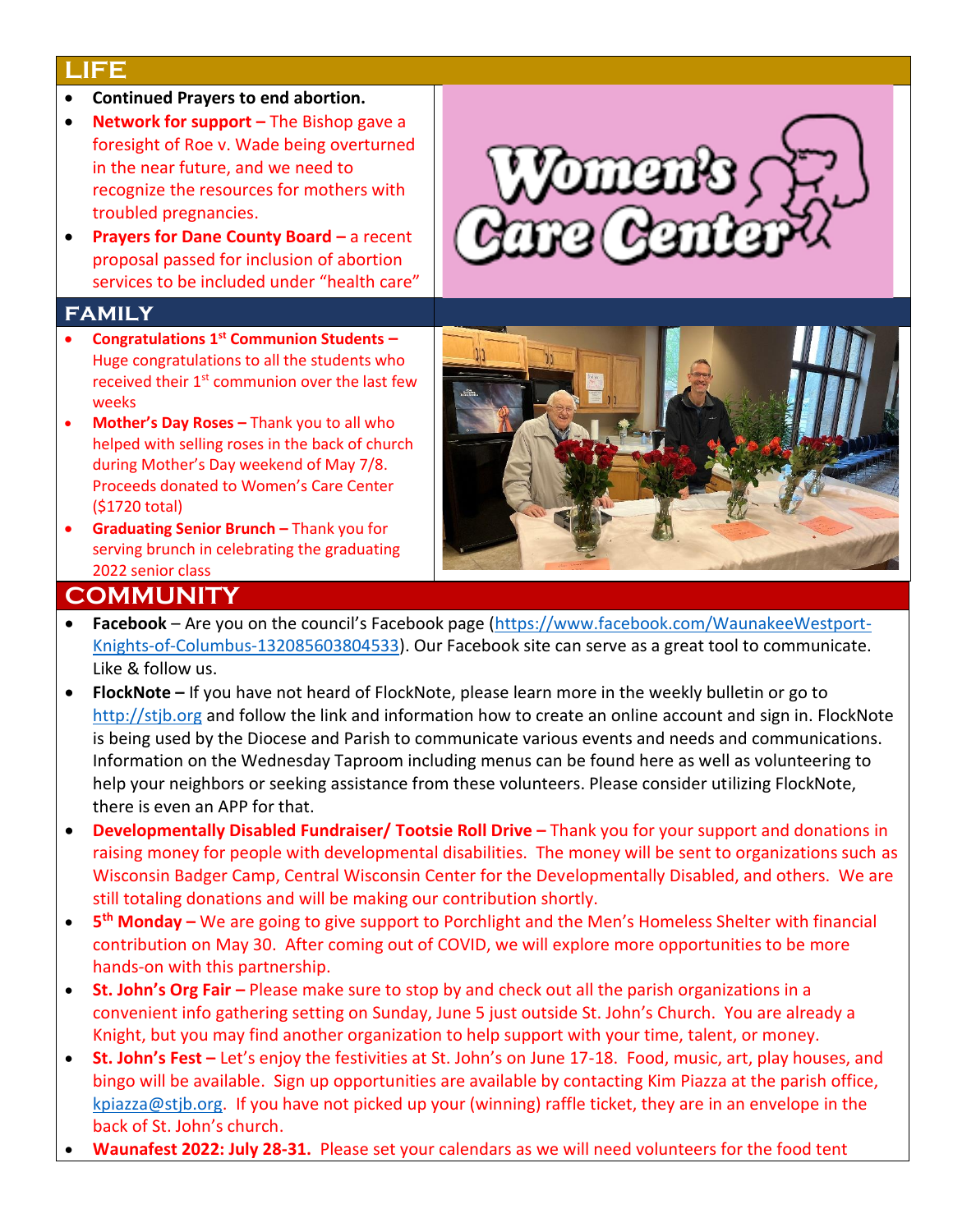## LIFE

- **Continued Prayers to end abortion.**
- **Network for support –** The Bishop gave a foresight of Roe v. Wade being overturned in the near future, and we need to recognize the resources for mothers with troubled pregnancies.
- **Prayers for Dane County Board –** a recent proposal passed for inclusion of abortion services to be included under "health care"

## FAMILY

- **Congratulations 1st Communion Students –** Huge congratulations to all the students who received their 1st communion over the last few weeks
- **Mother's Day Roses –** Thank you to all who helped with selling roses in the back of church during Mother's Day weekend of May 7/8. Proceeds donated to Women's Care Center ($1720 total)
- **Graduating Senior Brunch –** Thank you for serving brunch in celebrating the graduating 2022 senior class

## COMMUNITY

- **Facebook** – Are you on the council's Facebook page (https://www.facebook.com/WaunakeeWestport-Knights-of-Columbus-132085603804533). Our Facebook site can serve as a great tool to communicate. Like & follow us.
- **FlockNote –** If you have not heard of FlockNote, please learn more in the weekly bulletin or go to http://stjb.org and follow the link and information how to create an online account and sign in. FlockNote is being used by the Diocese and Parish to communicate various events and needs and communications. Information on the Wednesday Taproom including menus can be found here as well as volunteering to help your neighbors or seeking assistance from these volunteers. Please consider utilizing FlockNote, there is even an APP for that.
- **Developmentally Disabled Fundraiser/ Tootsie Roll Drive –** Thank you for your support and donations in raising money for people with developmental disabilities. The money will be sent to organizations such as Wisconsin Badger Camp, Central Wisconsin Center for the Developmentally Disabled, and others. We are still totaling donations and will be making our contribution shortly.
- **5th Monday –** We are going to give support to Porchlight and the Men's Homeless Shelter with financial contribution on May 30. After coming out of COVID, we will explore more opportunities to be more hands-on with this partnership.
- **St. John's Org Fair –** Please make sure to stop by and check out all the parish organizations in a convenient info gathering setting on Sunday, June 5 just outside St. John's Church. You are already a Knight, but you may find another organization to help support with your time, talent, or money.
- **St. John's Fest –** Let's enjoy the festivities at St. John's on June 17-18. Food, music, art, play houses, and bingo will be available. Sign up opportunities are available by contacting Kim Piazza at the parish office, kpiazza@stjb.org. If you have not picked up your (winning) raffle ticket, they are in an envelope in the back of St. John's church.
- **Waunafest 2022: July 28-31.** Please set your calendars as we will need volunteers for the food tent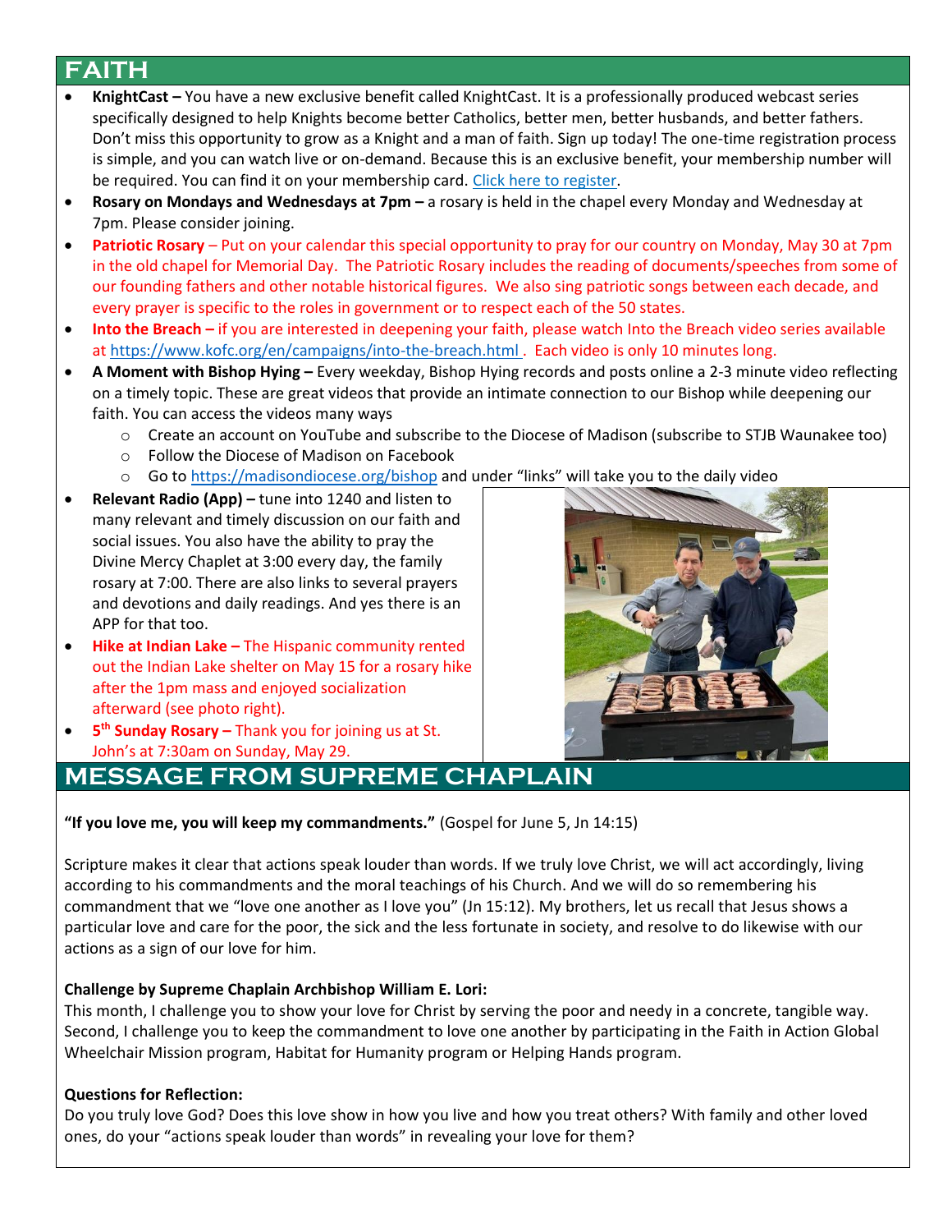## FAITH

- **KnightCast –** You have a new exclusive benefit called KnightCast. It is a professionally produced webcast series specifically designed to help Knights become better Catholics, better men, better husbands, and better fathers. Don't miss this opportunity to grow as a Knight and a man of faith. Sign up today! The one-time registration process is simple, and you can watch live or on-demand. Because this is an exclusive benefit, your membership number will be required. You can find it on your membership card. Click here to register.
- **Rosary on Mondays and Wednesdays at 7pm –** a rosary is held in the chapel every Monday and Wednesday at 7pm. Please consider joining.
- **Patriotic Rosary** – Put on your calendar this special opportunity to pray for our country on Monday, May 30 at 7pm in the old chapel for Memorial Day. The Patriotic Rosary includes the reading of documents/speeches from some of our founding fathers and other notable historical figures. We also sing patriotic songs between each decade, and every prayer is specific to the roles in government or to respect each of the 50 states.
- **Into the Breach –** if you are interested in deepening your faith, please watch Into the Breach video series available at https://www.kofc.org/en/campaigns/into-the-breach.html . Each video is only 10 minutes long.
- **A Moment with Bishop Hying –** Every weekday, Bishop Hying records and posts online a 2-3 minute video reflecting on a timely topic. These are great videos that provide an intimate connection to our Bishop while deepening our faith. You can access the videos many ways
  - Create an account on YouTube and subscribe to the Diocese of Madison (subscribe to STJB Waunakee too)
  - Follow the Diocese of Madison on Facebook
  - Go to https://madisondiocese.org/bishop and under "links" will take you to the daily video
- **Relevant Radio (App) –** tune into 1240 and listen to many relevant and timely discussion on our faith and social issues. You also have the ability to pray the Divine Mercy Chaplet at 3:00 every day, the family rosary at 7:00. There are also links to several prayers and devotions and daily readings. And yes there is an APP for that too.
- **Hike at Indian Lake –** The Hispanic community rented out the Indian Lake shelter on May 15 for a rosary hike after the 1pm mass and enjoyed socialization afterward (see photo right).
- **5th Sunday Rosary –** Thank you for joining us at St. John's at 7:30am on Sunday, May 29.

## MESSAGE FROM SUPREME CHAPLAIN

**"If you love me, you will keep my commandments."** (Gospel for June 5, Jn 14:15)

Scripture makes it clear that actions speak louder than words. If we truly love Christ, we will act accordingly, living according to his commandments and the moral teachings of his Church. And we will do so remembering his commandment that we "love one another as I love you" (Jn 15:12). My brothers, let us recall that Jesus shows a particular love and care for the poor, the sick and the less fortunate in society, and resolve to do likewise with our actions as a sign of our love for him.

**Challenge by Supreme Chaplain Archbishop William E. Lori:**

This month, I challenge you to show your love for Christ by serving the poor and needy in a concrete, tangible way. Second, I challenge you to keep the commandment to love one another by participating in the Faith in Action Global Wheelchair Mission program, Habitat for Humanity program or Helping Hands program.

**Questions for Reflection:**

Do you truly love God? Does this love show in how you live and how you treat others? With family and other loved ones, do your "actions speak louder than words" in revealing your love for them?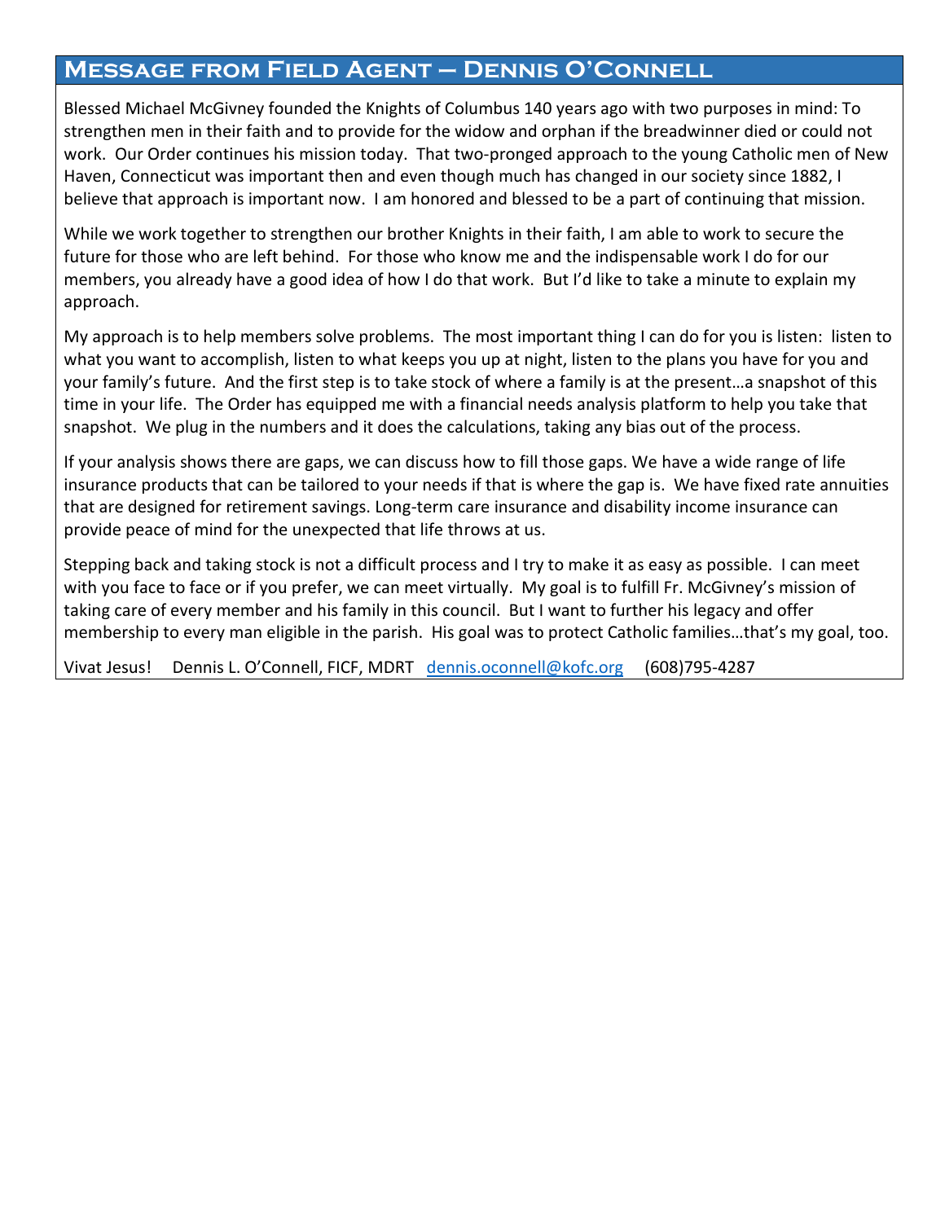## Message from Field Agent – Dennis O'Connell

Blessed Michael McGivney founded the Knights of Columbus 140 years ago with two purposes in mind: To strengthen men in their faith and to provide for the widow and orphan if the breadwinner died or could not work. Our Order continues his mission today. That two-pronged approach to the young Catholic men of New Haven, Connecticut was important then and even though much has changed in our society since 1882, I believe that approach is important now. I am honored and blessed to be a part of continuing that mission.

While we work together to strengthen our brother Knights in their faith, I am able to work to secure the future for those who are left behind. For those who know me and the indispensable work I do for our members, you already have a good idea of how I do that work. But I'd like to take a minute to explain my approach.

My approach is to help members solve problems. The most important thing I can do for you is listen: listen to what you want to accomplish, listen to what keeps you up at night, listen to the plans you have for you and your family's future. And the first step is to take stock of where a family is at the present…a snapshot of this time in your life. The Order has equipped me with a financial needs analysis platform to help you take that snapshot. We plug in the numbers and it does the calculations, taking any bias out of the process.

If your analysis shows there are gaps, we can discuss how to fill those gaps. We have a wide range of life insurance products that can be tailored to your needs if that is where the gap is. We have fixed rate annuities that are designed for retirement savings. Long-term care insurance and disability income insurance can provide peace of mind for the unexpected that life throws at us.

Stepping back and taking stock is not a difficult process and I try to make it as easy as possible. I can meet with you face to face or if you prefer, we can meet virtually. My goal is to fulfill Fr. McGivney's mission of taking care of every member and his family in this council. But I want to further his legacy and offer membership to every man eligible in the parish. His goal was to protect Catholic families…that's my goal, too.

Vivat Jesus! Dennis L. O'Connell, FICF, MDRT dennis.oconnell@kofc.org (608)795-4287